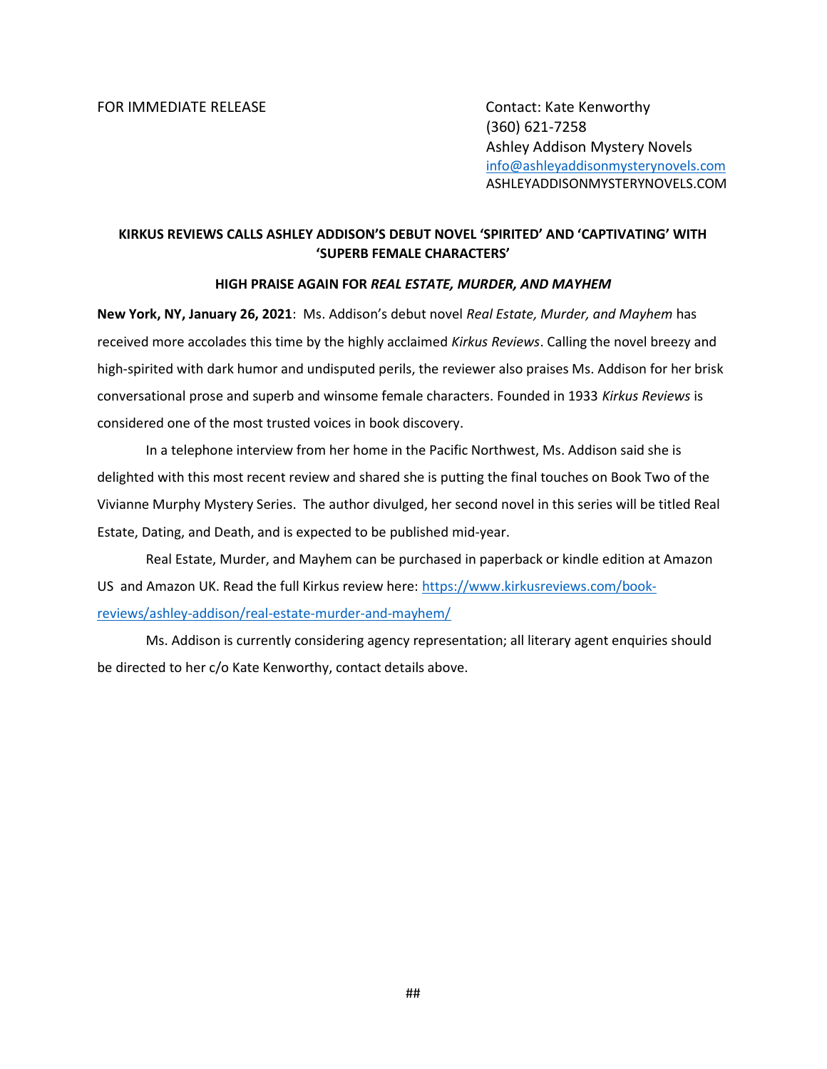FOR IMMEDIATE RELEASE

Contact: Kate Kenworthy
(360) 621-7258
Ashley Addison Mystery Novels
info@ashleyaddisonmysterynovels.com
ASHLEYADDISONMYSTERYNOVELS.COM

**KIRKUS REVIEWS CALLS ASHLEY ADDISON'S DEBUT NOVEL 'SPIRITED' AND 'CAPTIVATING' WITH 'SUPERB FEMALE CHARACTERS'**

**HIGH PRAISE AGAIN FOR *REAL ESTATE, MURDER, AND MAYHEM***

**New York, NY, January 26, 2021**: Ms. Addison's debut novel *Real Estate, Murder, and Mayhem* has received more accolades this time by the highly acclaimed *Kirkus Reviews*. Calling the novel breezy and high-spirited with dark humor and undisputed perils, the reviewer also praises Ms. Addison for her brisk conversational prose and superb and winsome female characters. Founded in 1933 *Kirkus Reviews* is considered one of the most trusted voices in book discovery.

In a telephone interview from her home in the Pacific Northwest, Ms. Addison said she is delighted with this most recent review and shared she is putting the final touches on Book Two of the Vivianne Murphy Mystery Series. The author divulged, her second novel in this series will be titled Real Estate, Dating, and Death, and is expected to be published mid-year.

Real Estate, Murder, and Mayhem can be purchased in paperback or kindle edition at Amazon US and Amazon UK. Read the full Kirkus review here: https://www.kirkusreviews.com/book-reviews/ashley-addison/real-estate-murder-and-mayhem/

Ms. Addison is currently considering agency representation; all literary agent enquiries should be directed to her c/o Kate Kenworthy, contact details above.

##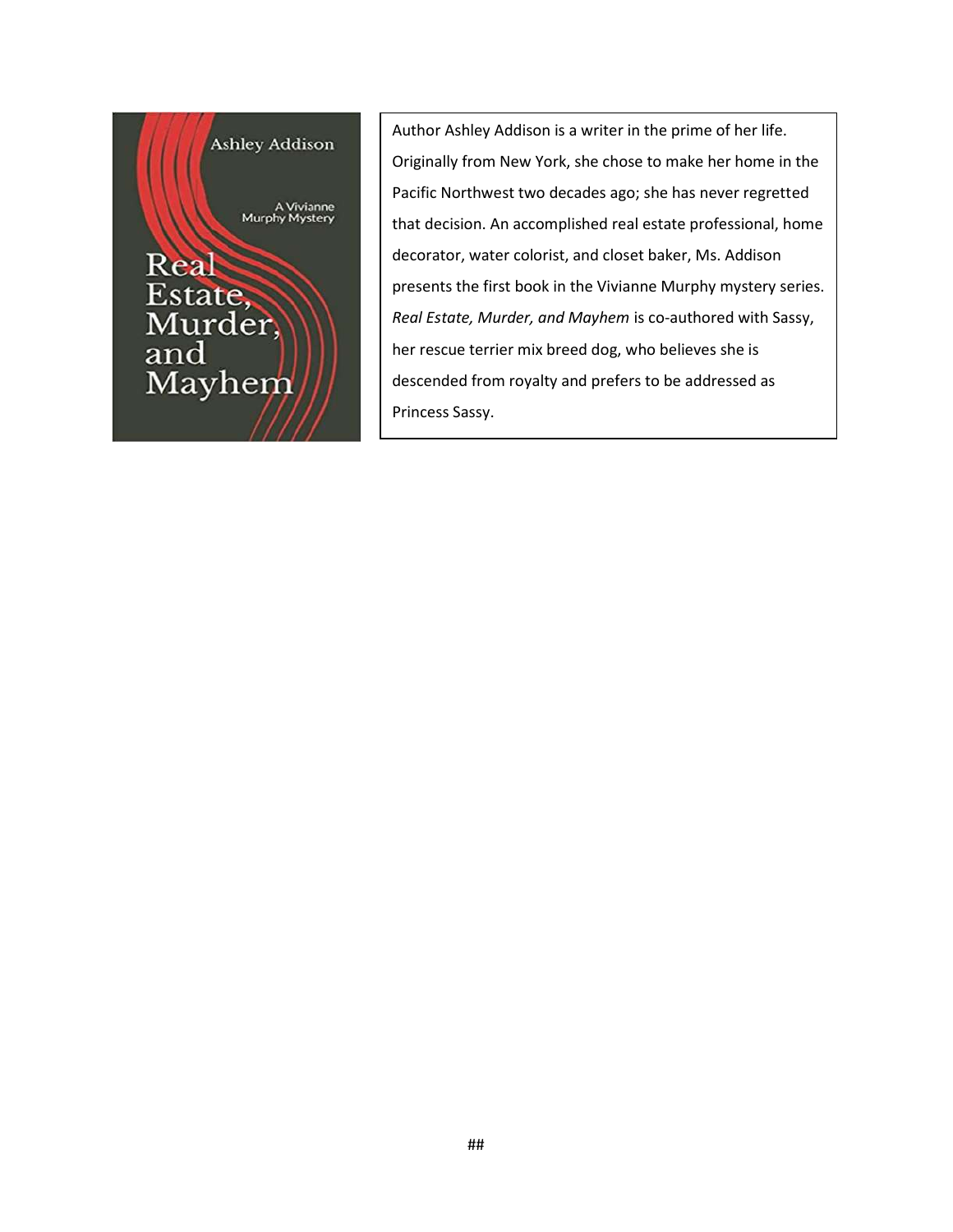Author Ashley Addison is a writer in the prime of her life. Originally from New York, she chose to make her home in the Pacific Northwest two decades ago; she has never regretted that decision. An accomplished real estate professional, home decorator, water colorist, and closet baker, Ms. Addison presents the first book in the Vivianne Murphy mystery series. *Real Estate, Murder, and Mayhem* is co-authored with Sassy, her rescue terrier mix breed dog, who believes she is descended from royalty and prefers to be addressed as Princess Sassy.

##